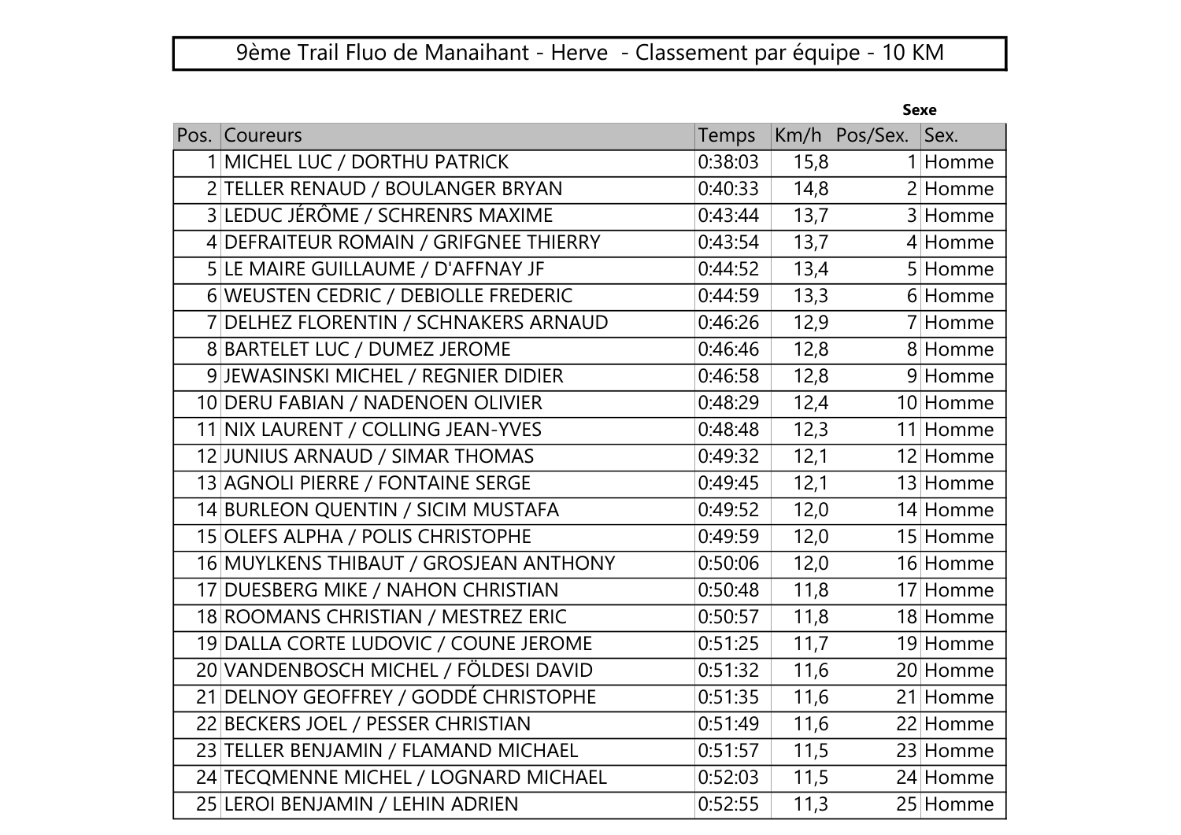# 9ème Trail Fluo de Manaihant - Herve - Classement par équipe - 10 KM

| Pos. | Coureurs | Temps | Km/h | Pos/Sex. | Sexe<br>Sex. |
|---|---|---|---|---|---|
| 1 | MICHEL LUC / DORTHU PATRICK | 0:38:03 | 15,8 | 1 | Homme |
| 2 | TELLER RENAUD / BOULANGER BRYAN | 0:40:33 | 14,8 | 2 | Homme |
| 3 | LEDUC JÉRÔME / SCHRENRS MAXIME | 0:43:44 | 13,7 | 3 | Homme |
| 4 | DEFRAITEUR ROMAIN / GRIFGNEE THIERRY | 0:43:54 | 13,7 | 4 | Homme |
| 5 | LE MAIRE GUILLAUME / D'AFFNAY JF | 0:44:52 | 13,4 | 5 | Homme |
| 6 | WEUSTEN CEDRIC / DEBIOLLE FREDERIC | 0:44:59 | 13,3 | 6 | Homme |
| 7 | DELHEZ FLORENTIN / SCHNAKERS ARNAUD | 0:46:26 | 12,9 | 7 | Homme |
| 8 | BARTELET LUC / DUMEZ JEROME | 0:46:46 | 12,8 | 8 | Homme |
| 9 | JEWASINSKI MICHEL / REGNIER DIDIER | 0:46:58 | 12,8 | 9 | Homme |
| 10 | DERU FABIAN / NADENOEN OLIVIER | 0:48:29 | 12,4 | 10 | Homme |
| 11 | NIX LAURENT / COLLING JEAN-YVES | 0:48:48 | 12,3 | 11 | Homme |
| 12 | JUNIUS ARNAUD / SIMAR THOMAS | 0:49:32 | 12,1 | 12 | Homme |
| 13 | AGNOLI PIERRE / FONTAINE SERGE | 0:49:45 | 12,1 | 13 | Homme |
| 14 | BURLEON QUENTIN / SICIM MUSTAFA | 0:49:52 | 12,0 | 14 | Homme |
| 15 | OLEFS ALPHA / POLIS CHRISTOPHE | 0:49:59 | 12,0 | 15 | Homme |
| 16 | MUYLKENS THIBAUT / GROSJEAN ANTHONY | 0:50:06 | 12,0 | 16 | Homme |
| 17 | DUESBERG MIKE / NAHON CHRISTIAN | 0:50:48 | 11,8 | 17 | Homme |
| 18 | ROOMANS CHRISTIAN / MESTREZ ERIC | 0:50:57 | 11,8 | 18 | Homme |
| 19 | DALLA CORTE LUDOVIC / COUNE JEROME | 0:51:25 | 11,7 | 19 | Homme |
| 20 | VANDENBOSCH MICHEL / FÖLDESI DAVID | 0:51:32 | 11,6 | 20 | Homme |
| 21 | DELNOY GEOFFREY / GODDÉ CHRISTOPHE | 0:51:35 | 11,6 | 21 | Homme |
| 22 | BECKERS JOEL / PESSER CHRISTIAN | 0:51:49 | 11,6 | 22 | Homme |
| 23 | TELLER BENJAMIN / FLAMAND MICHAEL | 0:51:57 | 11,5 | 23 | Homme |
| 24 | TECQMENNE MICHEL / LOGNARD MICHAEL | 0:52:03 | 11,5 | 24 | Homme |
| 25 | LEROI BENJAMIN / LEHIN ADRIEN | 0:52:55 | 11,3 | 25 | Homme |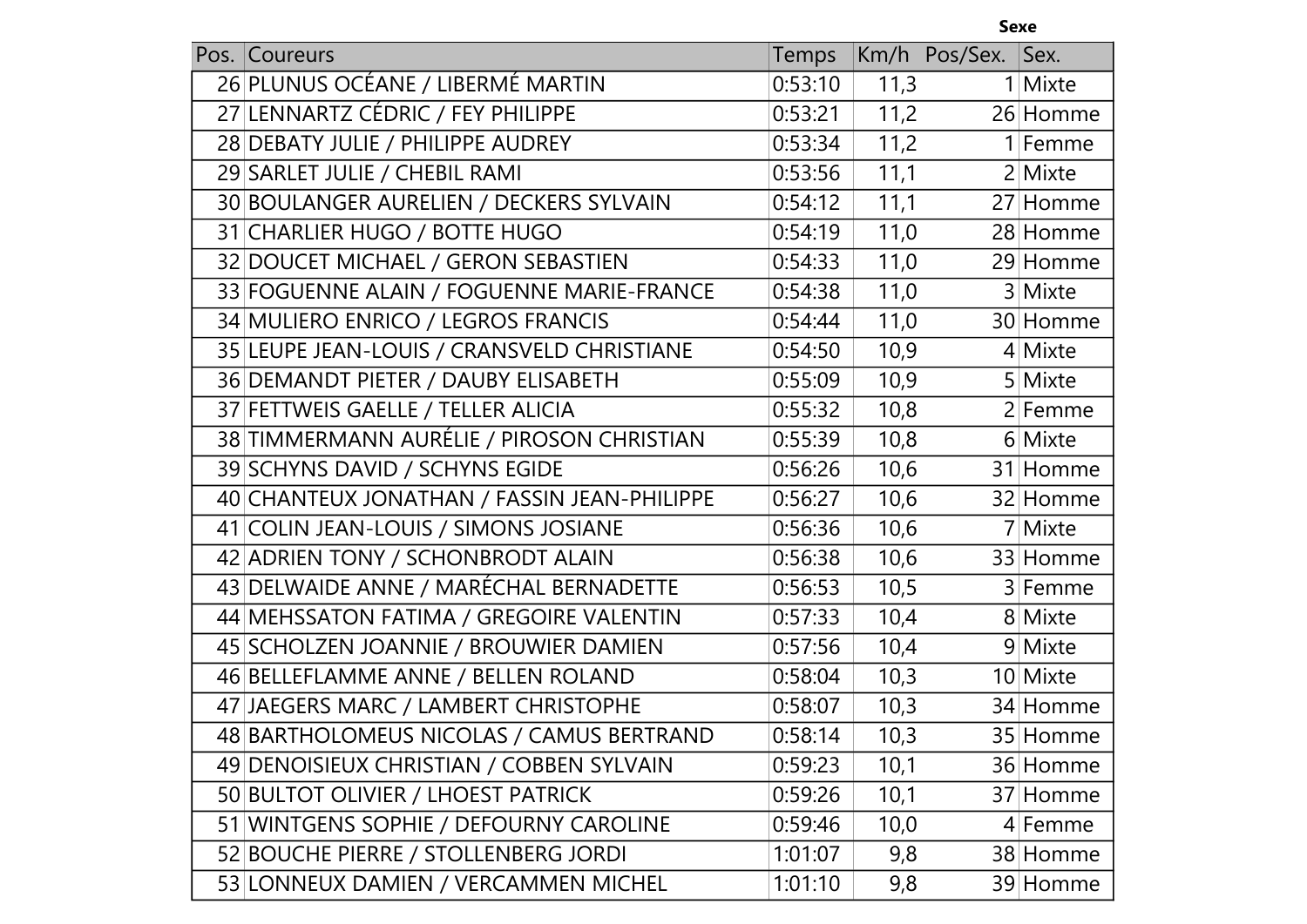| Pos. | Coureurs | Temps | Km/h | Pos/Sex. | Sex. |
|---|---|---|---|---|---|
| 26 | PLUNUS OCÉANE / LIBERMÉ MARTIN | 0:53:10 | 11,3 | 1 | Mixte |
| 27 | LENNARTZ CÉDRIC / FEY PHILIPPE | 0:53:21 | 11,2 | 26 | Homme |
| 28 | DEBATY JULIE / PHILIPPE AUDREY | 0:53:34 | 11,2 | 1 | Femme |
| 29 | SARLET JULIE / CHEBIL RAMI | 0:53:56 | 11,1 | 2 | Mixte |
| 30 | BOULANGER AURELIEN / DECKERS SYLVAIN | 0:54:12 | 11,1 | 27 | Homme |
| 31 | CHARLIER HUGO / BOTTE HUGO | 0:54:19 | 11,0 | 28 | Homme |
| 32 | DOUCET MICHAEL / GERON SEBASTIEN | 0:54:33 | 11,0 | 29 | Homme |
| 33 | FOGUENNE ALAIN / FOGUENNE MARIE-FRANCE | 0:54:38 | 11,0 | 3 | Mixte |
| 34 | MULIERO ENRICO / LEGROS FRANCIS | 0:54:44 | 11,0 | 30 | Homme |
| 35 | LEUPE JEAN-LOUIS / CRANSVELD CHRISTIANE | 0:54:50 | 10,9 | 4 | Mixte |
| 36 | DEMANDT PIETER / DAUBY ELISABETH | 0:55:09 | 10,9 | 5 | Mixte |
| 37 | FETTWEIS GAELLE / TELLER ALICIA | 0:55:32 | 10,8 | 2 | Femme |
| 38 | TIMMERMANN AURÉLIE / PIROSON CHRISTIAN | 0:55:39 | 10,8 | 6 | Mixte |
| 39 | SCHYNS DAVID / SCHYNS EGIDE | 0:56:26 | 10,6 | 31 | Homme |
| 40 | CHANTEUX JONATHAN / FASSIN JEAN-PHILIPPE | 0:56:27 | 10,6 | 32 | Homme |
| 41 | COLIN JEAN-LOUIS / SIMONS JOSIANE | 0:56:36 | 10,6 | 7 | Mixte |
| 42 | ADRIEN TONY / SCHONBRODT ALAIN | 0:56:38 | 10,6 | 33 | Homme |
| 43 | DELWAIDE ANNE / MARÉCHAL BERNADETTE | 0:56:53 | 10,5 | 3 | Femme |
| 44 | MEHSSATON FATIMA / GREGOIRE VALENTIN | 0:57:33 | 10,4 | 8 | Mixte |
| 45 | SCHOLZEN JOANNIE / BROUWIER DAMIEN | 0:57:56 | 10,4 | 9 | Mixte |
| 46 | BELLEFLAMME ANNE / BELLEN ROLAND | 0:58:04 | 10,3 | 10 | Mixte |
| 47 | JAEGERS MARC / LAMBERT CHRISTOPHE | 0:58:07 | 10,3 | 34 | Homme |
| 48 | BARTHOLOMEUS NICOLAS / CAMUS BERTRAND | 0:58:14 | 10,3 | 35 | Homme |
| 49 | DENOISIEUX CHRISTIAN / COBBEN SYLVAIN | 0:59:23 | 10,1 | 36 | Homme |
| 50 | BULTOT OLIVIER / LHOEST PATRICK | 0:59:26 | 10,1 | 37 | Homme |
| 51 | WINTGENS SOPHIE / DEFOURNY CAROLINE | 0:59:46 | 10,0 | 4 | Femme |
| 52 | BOUCHE PIERRE / STOLLENBERG JORDI | 1:01:07 | 9,8 | 38 | Homme |
| 53 | LONNEUX DAMIEN / VERCAMMEN MICHEL | 1:01:10 | 9,8 | 39 | Homme |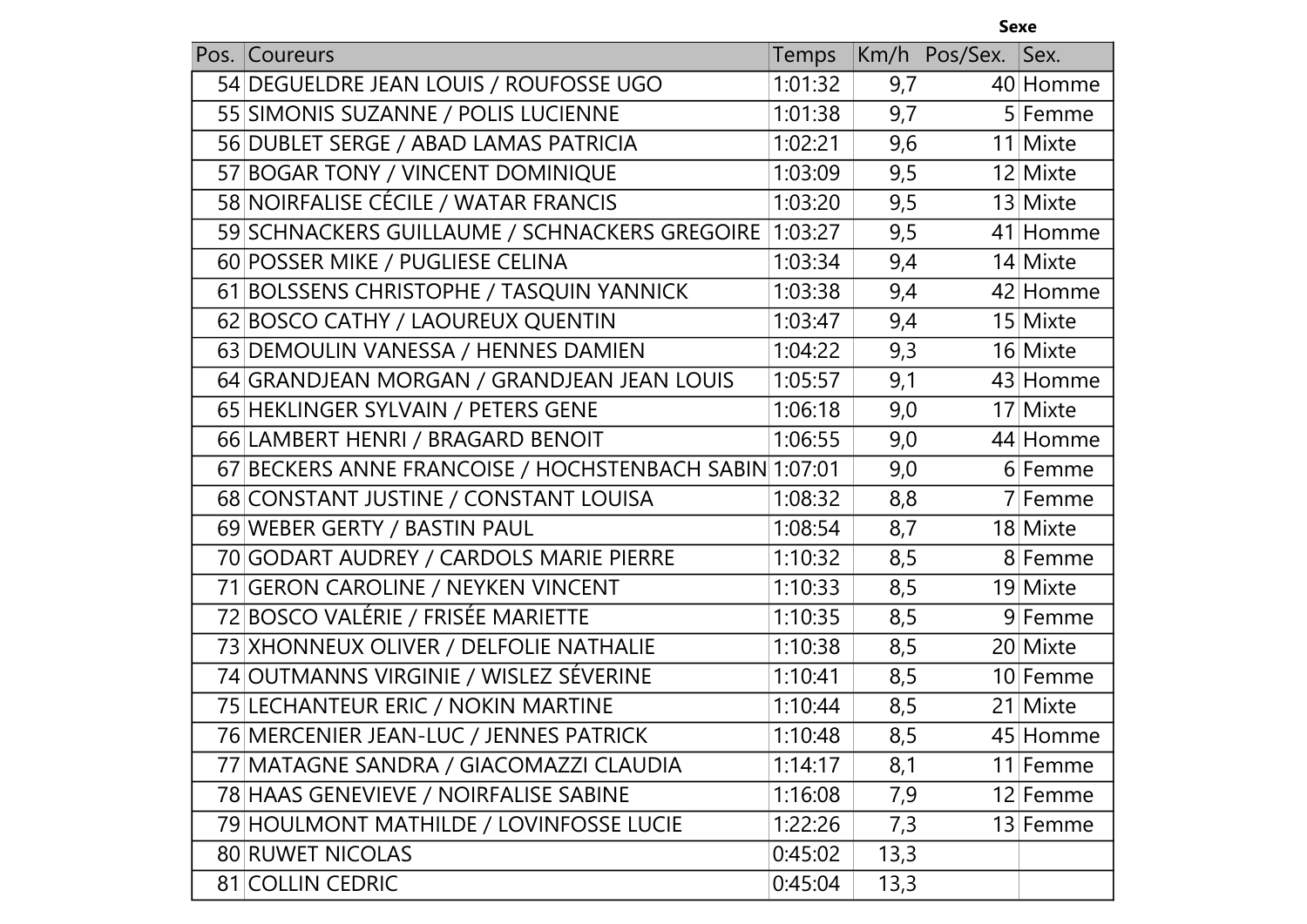| Pos. | Coureurs | Temps | Km/h | Pos/Sex. | Sex. |
|---|---|---|---|---|---|
| 54 | DEGUELDRE JEAN LOUIS / ROUFOSSE UGO | 1:01:32 | 9,7 | 40 | Homme |
| 55 | SIMONIS SUZANNE / POLIS LUCIENNE | 1:01:38 | 9,7 | 5 | Femme |
| 56 | DUBLET SERGE / ABAD LAMAS PATRICIA | 1:02:21 | 9,6 | 11 | Mixte |
| 57 | BOGAR TONY / VINCENT DOMINIQUE | 1:03:09 | 9,5 | 12 | Mixte |
| 58 | NOIRFALISE CÉCILE / WATAR FRANCIS | 1:03:20 | 9,5 | 13 | Mixte |
| 59 | SCHNACKERS GUILLAUME / SCHNACKERS GREGOIRE | 1:03:27 | 9,5 | 41 | Homme |
| 60 | POSSER MIKE / PUGLIESE CELINA | 1:03:34 | 9,4 | 14 | Mixte |
| 61 | BOLSSENS CHRISTOPHE / TASQUIN YANNICK | 1:03:38 | 9,4 | 42 | Homme |
| 62 | BOSCO CATHY / LAOUREUX QUENTIN | 1:03:47 | 9,4 | 15 | Mixte |
| 63 | DEMOULIN VANESSA / HENNES DAMIEN | 1:04:22 | 9,3 | 16 | Mixte |
| 64 | GRANDJEAN MORGAN / GRANDJEAN JEAN LOUIS | 1:05:57 | 9,1 | 43 | Homme |
| 65 | HEKLINGER SYLVAIN / PETERS GENE | 1:06:18 | 9,0 | 17 | Mixte |
| 66 | LAMBERT HENRI / BRAGARD BENOIT | 1:06:55 | 9,0 | 44 | Homme |
| 67 | BECKERS ANNE FRANCOISE / HOCHSTENBACH SABIN | 1:07:01 | 9,0 | 6 | Femme |
| 68 | CONSTANT JUSTINE / CONSTANT LOUISA | 1:08:32 | 8,8 | 7 | Femme |
| 69 | WEBER GERTY / BASTIN PAUL | 1:08:54 | 8,7 | 18 | Mixte |
| 70 | GODART AUDREY / CARDOLS MARIE PIERRE | 1:10:32 | 8,5 | 8 | Femme |
| 71 | GERON CAROLINE / NEYKEN VINCENT | 1:10:33 | 8,5 | 19 | Mixte |
| 72 | BOSCO VALÉRIE / FRISÉE MARIETTE | 1:10:35 | 8,5 | 9 | Femme |
| 73 | XHONNEUX OLIVER / DELFOLIE NATHALIE | 1:10:38 | 8,5 | 20 | Mixte |
| 74 | OUTMANNS VIRGINIE / WISLEZ SÉVERINE | 1:10:41 | 8,5 | 10 | Femme |
| 75 | LECHANTEUR ERIC / NOKIN MARTINE | 1:10:44 | 8,5 | 21 | Mixte |
| 76 | MERCENIER JEAN-LUC / JENNES PATRICK | 1:10:48 | 8,5 | 45 | Homme |
| 77 | MATAGNE SANDRA / GIACOMAZZI CLAUDIA | 1:14:17 | 8,1 | 11 | Femme |
| 78 | HAAS GENEVIEVE / NOIRFALISE SABINE | 1:16:08 | 7,9 | 12 | Femme |
| 79 | HOULMONT MATHILDE / LOVINFOSSE LUCIE | 1:22:26 | 7,3 | 13 | Femme |
| 80 | RUWET NICOLAS | 0:45:02 | 13,3 | | |
| 81 | COLLIN CEDRIC | 0:45:04 | 13,3 | | |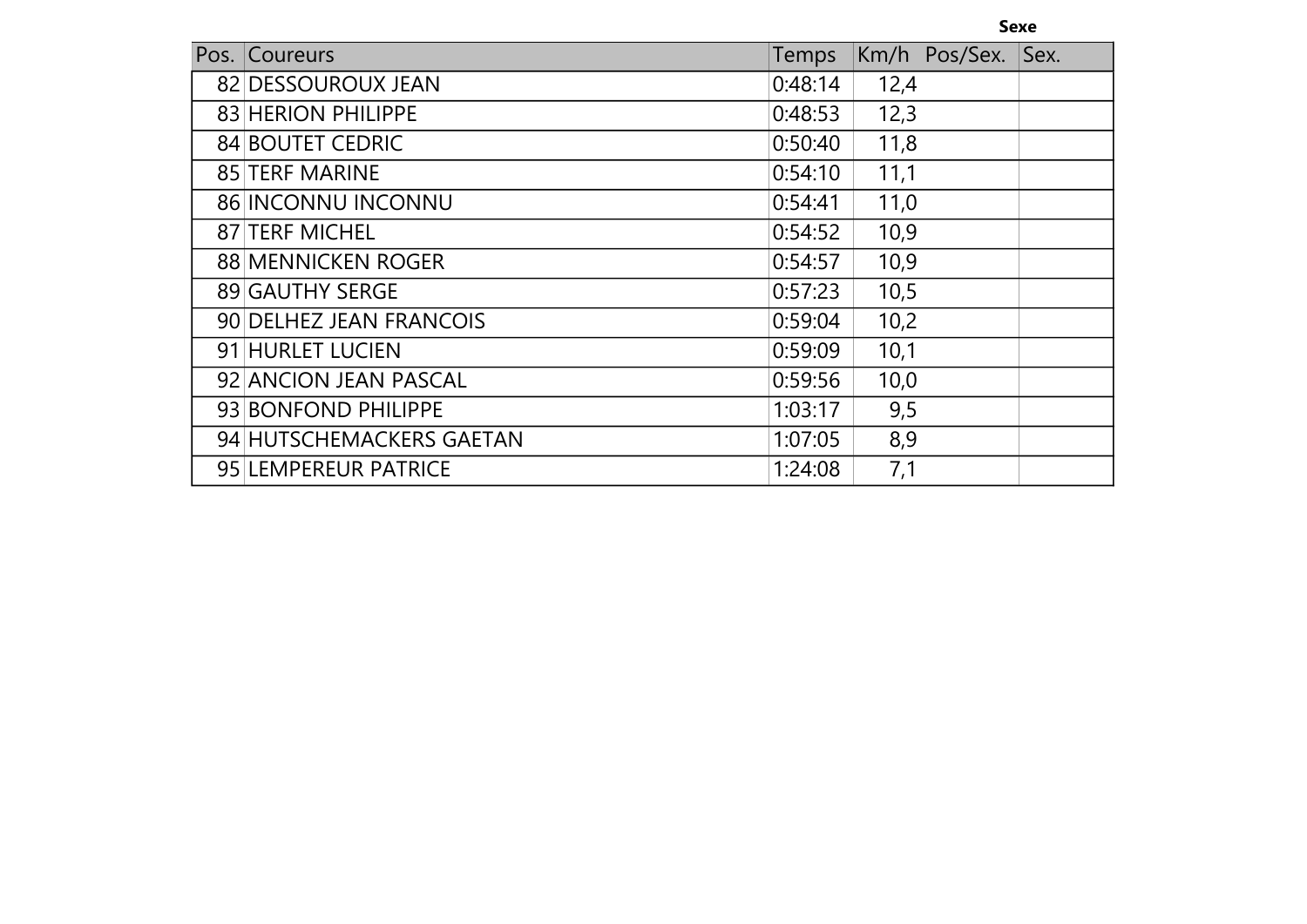| | | | | | Sexe |
|---|---|---|---|---|---|
| Pos. | Coureurs | Temps | Km/h | Pos/Sex. | Sex. |
| 82 | DESSOUROUX JEAN | 0:48:14 | 12,4 | | |
| 83 | HERION PHILIPPE | 0:48:53 | 12,3 | | |
| 84 | BOUTET CEDRIC | 0:50:40 | 11,8 | | |
| 85 | TERF MARINE | 0:54:10 | 11,1 | | |
| 86 | INCONNU INCONNU | 0:54:41 | 11,0 | | |
| 87 | TERF MICHEL | 0:54:52 | 10,9 | | |
| 88 | MENNICKEN ROGER | 0:54:57 | 10,9 | | |
| 89 | GAUTHY SERGE | 0:57:23 | 10,5 | | |
| 90 | DELHEZ JEAN FRANCOIS | 0:59:04 | 10,2 | | |
| 91 | HURLET LUCIEN | 0:59:09 | 10,1 | | |
| 92 | ANCION JEAN PASCAL | 0:59:56 | 10,0 | | |
| 93 | BONFOND PHILIPPE | 1:03:17 | 9,5 | | |
| 94 | HUTSCHEMACKERS GAETAN | 1:07:05 | 8,9 | | |
| 95 | LEMPEREUR PATRICE | 1:24:08 | 7,1 | | |